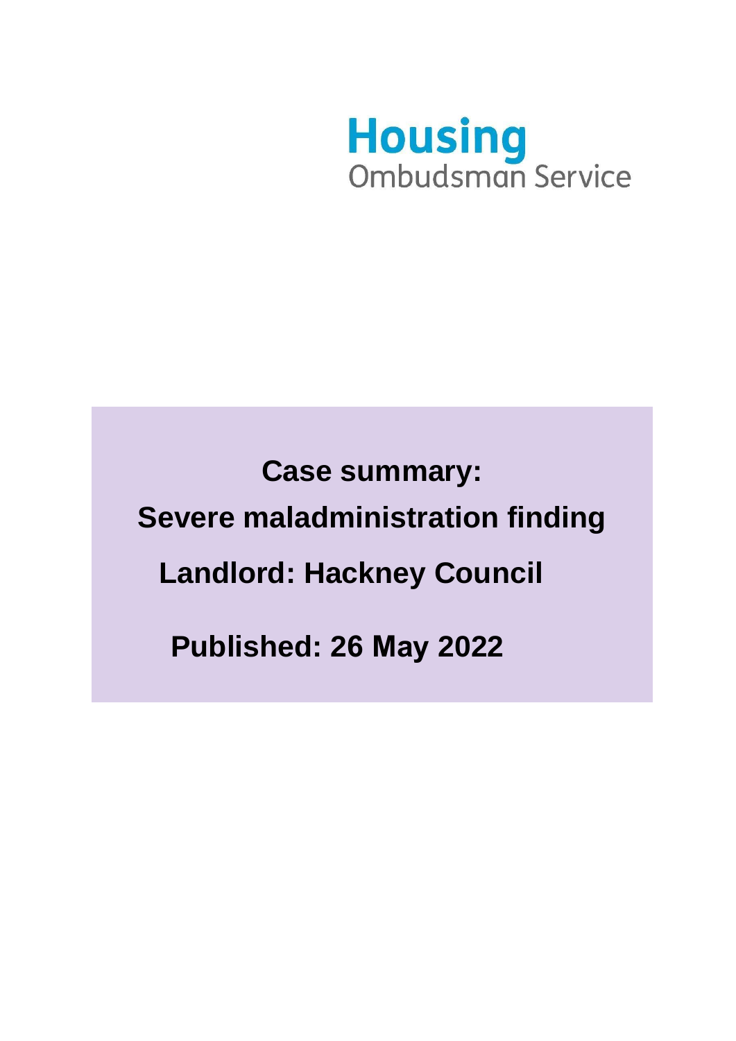**Housing**
Ombudsman Service

# Case summary:

# Severe maladministration finding

## Landlord: Hackney Council

## Published: 26 May 2022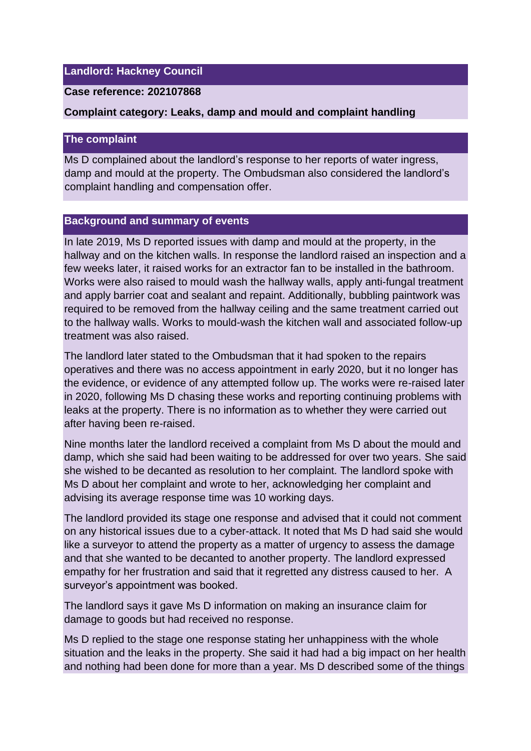**Landlord: Hackney Council**

**Case reference: 202107868**

**Complaint category: Leaks, damp and mould and complaint handling**

## The complaint

Ms D complained about the landlord's response to her reports of water ingress, damp and mould at the property. The Ombudsman also considered the landlord's complaint handling and compensation offer.

## Background and summary of events

In late 2019, Ms D reported issues with damp and mould at the property, in the hallway and on the kitchen walls. In response the landlord raised an inspection and a few weeks later, it raised works for an extractor fan to be installed in the bathroom. Works were also raised to mould wash the hallway walls, apply anti-fungal treatment and apply barrier coat and sealant and repaint. Additionally, bubbling paintwork was required to be removed from the hallway ceiling and the same treatment carried out to the hallway walls. Works to mould-wash the kitchen wall and associated follow-up treatment was also raised.

The landlord later stated to the Ombudsman that it had spoken to the repairs operatives and there was no access appointment in early 2020, but it no longer has the evidence, or evidence of any attempted follow up. The works were re-raised later in 2020, following Ms D chasing these works and reporting continuing problems with leaks at the property. There is no information as to whether they were carried out after having been re-raised.

Nine months later the landlord received a complaint from Ms D about the mould and damp, which she said had been waiting to be addressed for over two years. She said she wished to be decanted as resolution to her complaint. The landlord spoke with Ms D about her complaint and wrote to her, acknowledging her complaint and advising its average response time was 10 working days.

The landlord provided its stage one response and advised that it could not comment on any historical issues due to a cyber-attack. It noted that Ms D had said she would like a surveyor to attend the property as a matter of urgency to assess the damage and that she wanted to be decanted to another property. The landlord expressed empathy for her frustration and said that it regretted any distress caused to her. A surveyor's appointment was booked.

The landlord says it gave Ms D information on making an insurance claim for damage to goods but had received no response.

Ms D replied to the stage one response stating her unhappiness with the whole situation and the leaks in the property. She said it had had a big impact on her health and nothing had been done for more than a year. Ms D described some of the things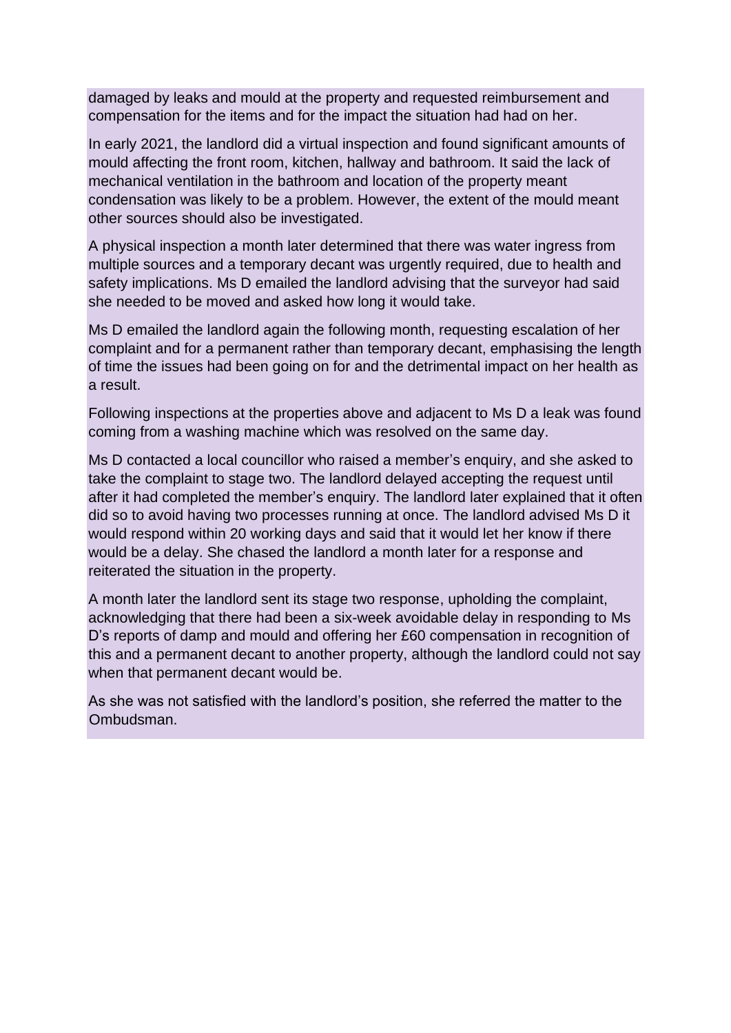damaged by leaks and mould at the property and requested reimbursement and compensation for the items and for the impact the situation had had on her.

In early 2021, the landlord did a virtual inspection and found significant amounts of mould affecting the front room, kitchen, hallway and bathroom. It said the lack of mechanical ventilation in the bathroom and location of the property meant condensation was likely to be a problem. However, the extent of the mould meant other sources should also be investigated.

A physical inspection a month later determined that there was water ingress from multiple sources and a temporary decant was urgently required, due to health and safety implications. Ms D emailed the landlord advising that the surveyor had said she needed to be moved and asked how long it would take.

Ms D emailed the landlord again the following month, requesting escalation of her complaint and for a permanent rather than temporary decant, emphasising the length of time the issues had been going on for and the detrimental impact on her health as a result.

Following inspections at the properties above and adjacent to Ms D a leak was found coming from a washing machine which was resolved on the same day.

Ms D contacted a local councillor who raised a member's enquiry, and she asked to take the complaint to stage two. The landlord delayed accepting the request until after it had completed the member's enquiry. The landlord later explained that it often did so to avoid having two processes running at once. The landlord advised Ms D it would respond within 20 working days and said that it would let her know if there would be a delay. She chased the landlord a month later for a response and reiterated the situation in the property.

A month later the landlord sent its stage two response, upholding the complaint, acknowledging that there had been a six-week avoidable delay in responding to Ms D's reports of damp and mould and offering her £60 compensation in recognition of this and a permanent decant to another property, although the landlord could not say when that permanent decant would be.

As she was not satisfied with the landlord's position, she referred the matter to the Ombudsman.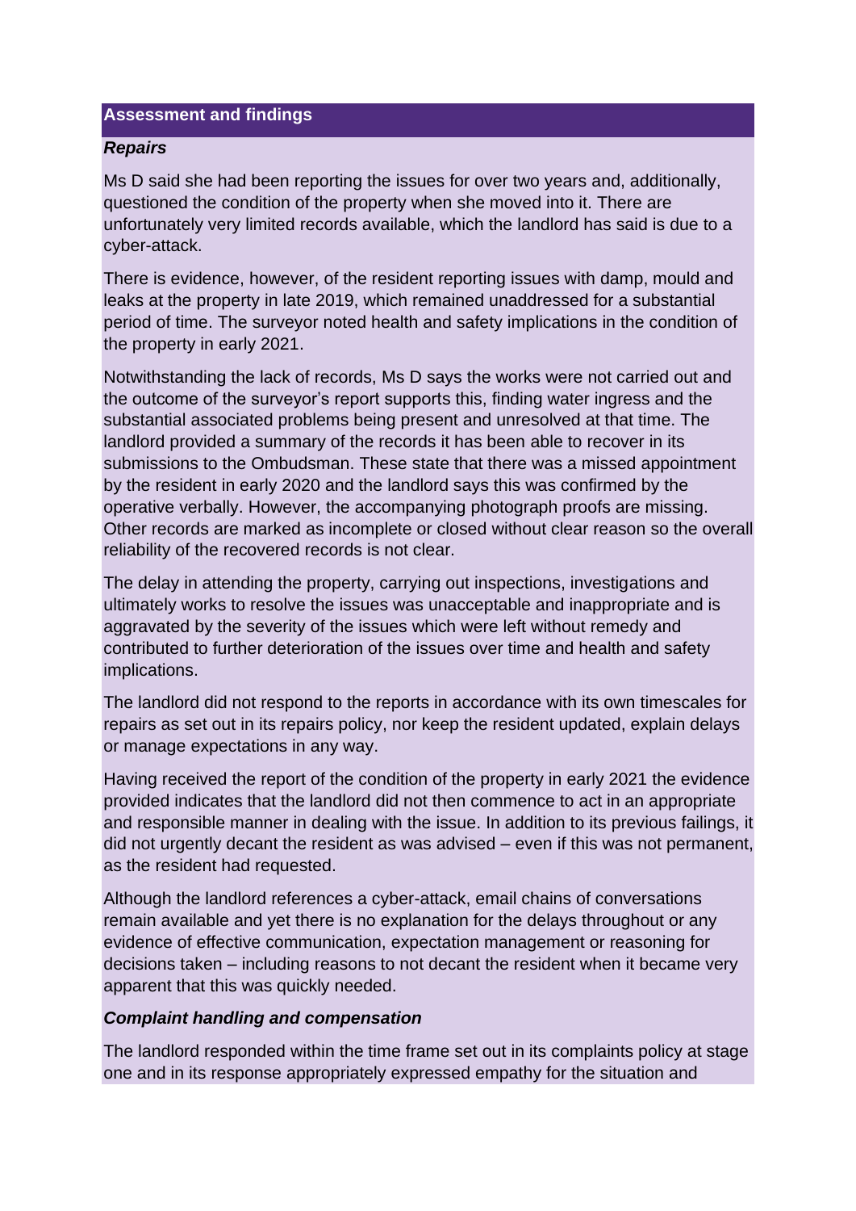## Assessment and findings

***Repairs***

Ms D said she had been reporting the issues for over two years and, additionally, questioned the condition of the property when she moved into it. There are unfortunately very limited records available, which the landlord has said is due to a cyber-attack.

There is evidence, however, of the resident reporting issues with damp, mould and leaks at the property in late 2019, which remained unaddressed for a substantial period of time. The surveyor noted health and safety implications in the condition of the property in early 2021.

Notwithstanding the lack of records, Ms D says the works were not carried out and the outcome of the surveyor's report supports this, finding water ingress and the substantial associated problems being present and unresolved at that time. The landlord provided a summary of the records it has been able to recover in its submissions to the Ombudsman. These state that there was a missed appointment by the resident in early 2020 and the landlord says this was confirmed by the operative verbally. However, the accompanying photograph proofs are missing. Other records are marked as incomplete or closed without clear reason so the overall reliability of the recovered records is not clear.

The delay in attending the property, carrying out inspections, investigations and ultimately works to resolve the issues was unacceptable and inappropriate and is aggravated by the severity of the issues which were left without remedy and contributed to further deterioration of the issues over time and health and safety implications.

The landlord did not respond to the reports in accordance with its own timescales for repairs as set out in its repairs policy, nor keep the resident updated, explain delays or manage expectations in any way.

Having received the report of the condition of the property in early 2021 the evidence provided indicates that the landlord did not then commence to act in an appropriate and responsible manner in dealing with the issue. In addition to its previous failings, it did not urgently decant the resident as was advised – even if this was not permanent, as the resident had requested.

Although the landlord references a cyber-attack, email chains of conversations remain available and yet there is no explanation for the delays throughout or any evidence of effective communication, expectation management or reasoning for decisions taken – including reasons to not decant the resident when it became very apparent that this was quickly needed.

***Complaint handling and compensation***

The landlord responded within the time frame set out in its complaints policy at stage one and in its response appropriately expressed empathy for the situation and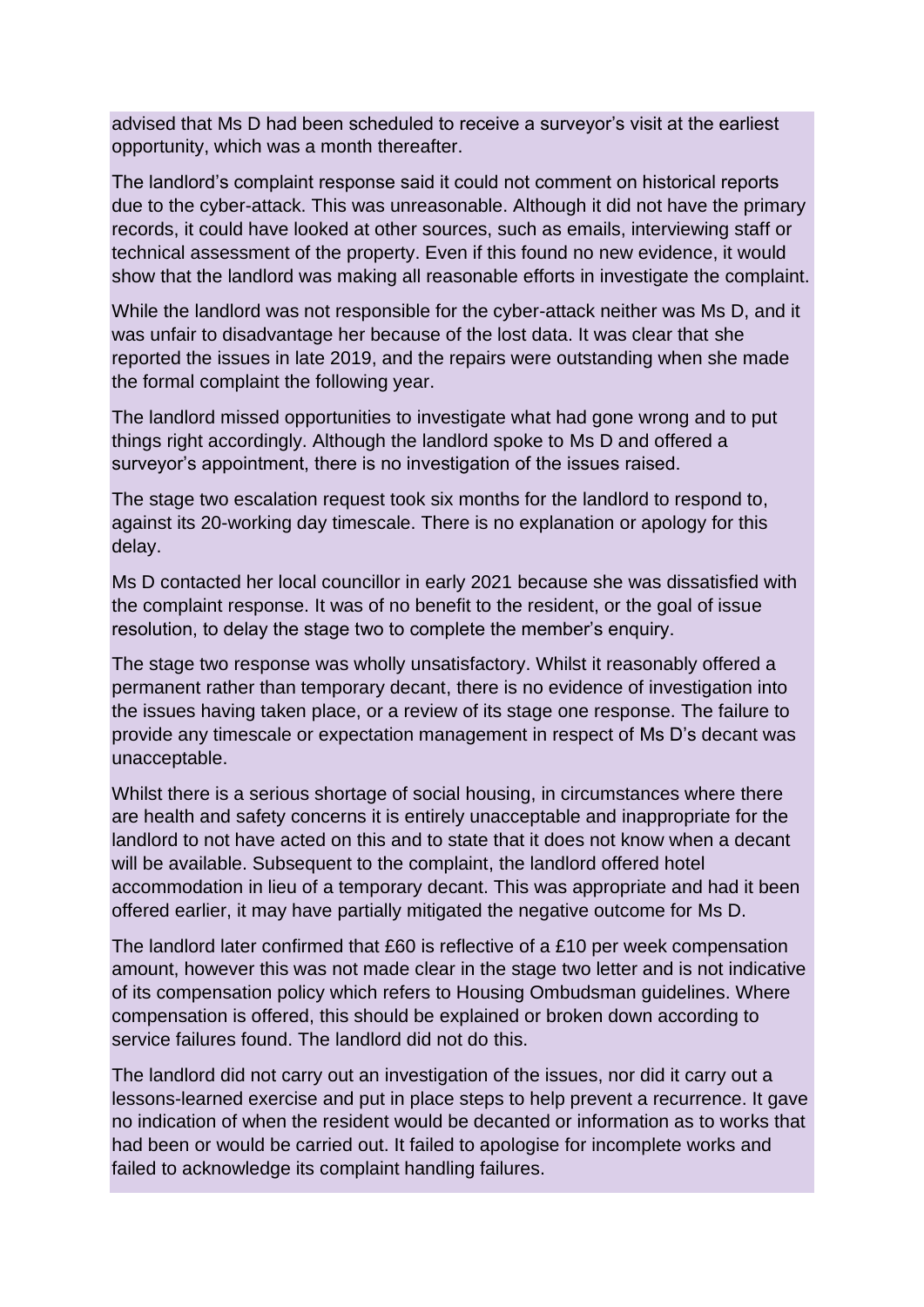advised that Ms D had been scheduled to receive a surveyor's visit at the earliest opportunity, which was a month thereafter.

The landlord's complaint response said it could not comment on historical reports due to the cyber-attack. This was unreasonable. Although it did not have the primary records, it could have looked at other sources, such as emails, interviewing staff or technical assessment of the property. Even if this found no new evidence, it would show that the landlord was making all reasonable efforts in investigate the complaint.

While the landlord was not responsible for the cyber-attack neither was Ms D, and it was unfair to disadvantage her because of the lost data. It was clear that she reported the issues in late 2019, and the repairs were outstanding when she made the formal complaint the following year.

The landlord missed opportunities to investigate what had gone wrong and to put things right accordingly. Although the landlord spoke to Ms D and offered a surveyor's appointment, there is no investigation of the issues raised.

The stage two escalation request took six months for the landlord to respond to, against its 20-working day timescale. There is no explanation or apology for this delay.

Ms D contacted her local councillor in early 2021 because she was dissatisfied with the complaint response. It was of no benefit to the resident, or the goal of issue resolution, to delay the stage two to complete the member's enquiry.

The stage two response was wholly unsatisfactory. Whilst it reasonably offered a permanent rather than temporary decant, there is no evidence of investigation into the issues having taken place, or a review of its stage one response. The failure to provide any timescale or expectation management in respect of Ms D's decant was unacceptable.

Whilst there is a serious shortage of social housing, in circumstances where there are health and safety concerns it is entirely unacceptable and inappropriate for the landlord to not have acted on this and to state that it does not know when a decant will be available. Subsequent to the complaint, the landlord offered hotel accommodation in lieu of a temporary decant. This was appropriate and had it been offered earlier, it may have partially mitigated the negative outcome for Ms D.

The landlord later confirmed that £60 is reflective of a £10 per week compensation amount, however this was not made clear in the stage two letter and is not indicative of its compensation policy which refers to Housing Ombudsman guidelines. Where compensation is offered, this should be explained or broken down according to service failures found. The landlord did not do this.

The landlord did not carry out an investigation of the issues, nor did it carry out a lessons-learned exercise and put in place steps to help prevent a recurrence. It gave no indication of when the resident would be decanted or information as to works that had been or would be carried out. It failed to apologise for incomplete works and failed to acknowledge its complaint handling failures.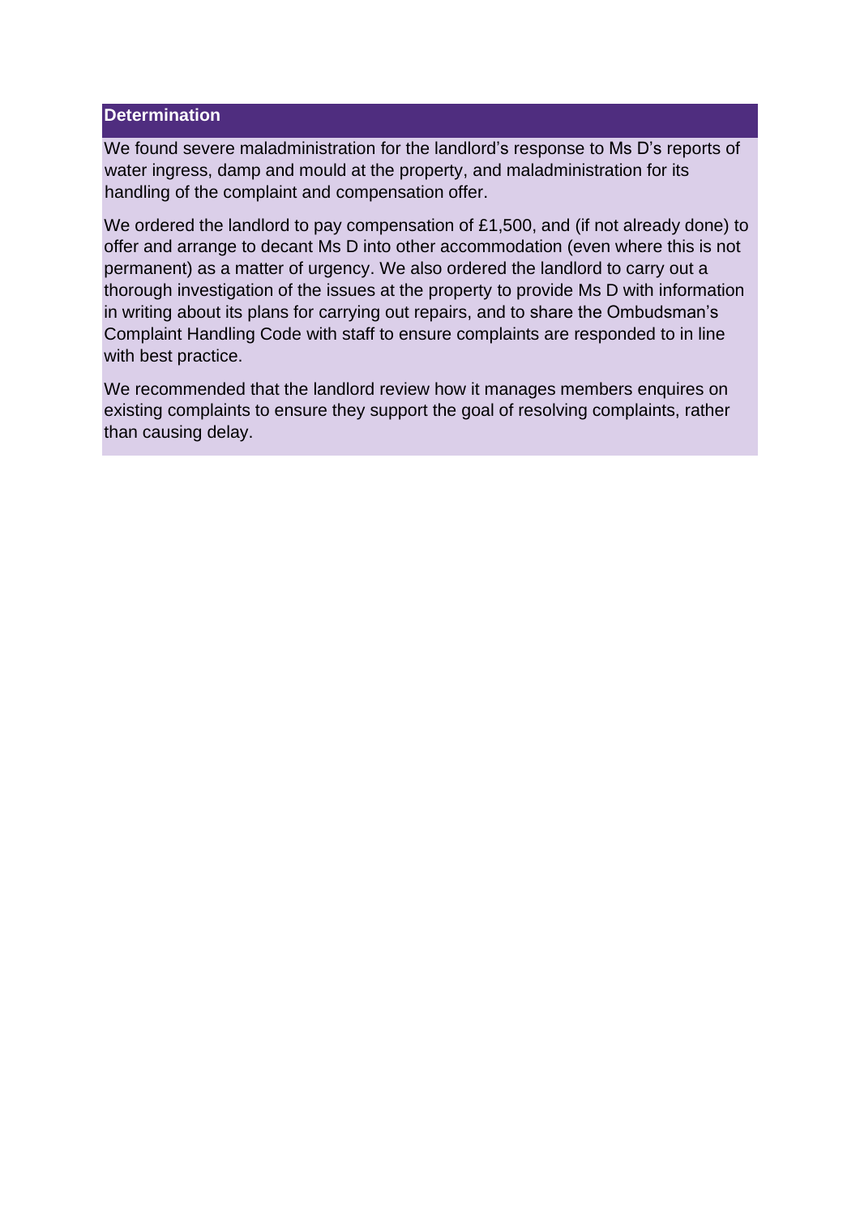## Determination

We found severe maladministration for the landlord's response to Ms D's reports of water ingress, damp and mould at the property, and maladministration for its handling of the complaint and compensation offer.

We ordered the landlord to pay compensation of £1,500, and (if not already done) to offer and arrange to decant Ms D into other accommodation (even where this is not permanent) as a matter of urgency. We also ordered the landlord to carry out a thorough investigation of the issues at the property to provide Ms D with information in writing about its plans for carrying out repairs, and to share the Ombudsman's Complaint Handling Code with staff to ensure complaints are responded to in line with best practice.

We recommended that the landlord review how it manages members enquires on existing complaints to ensure they support the goal of resolving complaints, rather than causing delay.